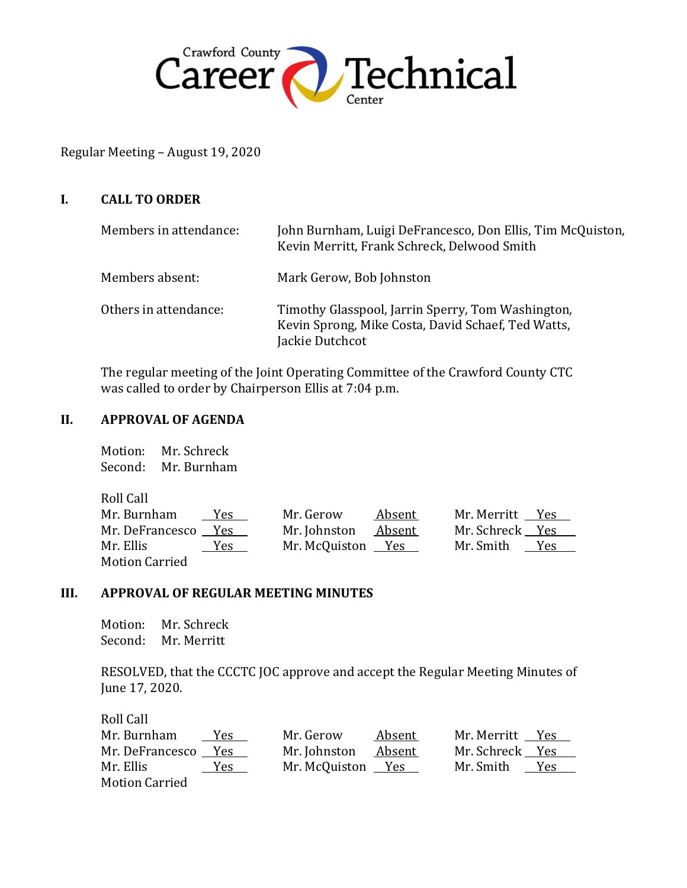Crawford County Career Technical Center

Regular Meeting – August 19, 2020

## I. CALL TO ORDER

| | |
|---|---|
| Members in attendance: | John Burnham, Luigi DeFrancesco, Don Ellis, Tim McQuiston, Kevin Merritt, Frank Schreck, Delwood Smith |
| Members absent: | Mark Gerow, Bob Johnston |
| Others in attendance: | Timothy Glasspool, Jarrin Sperry, Tom Washington, Kevin Sprong, Mike Costa, David Schaef, Ted Watts, Jackie Dutchcot |

The regular meeting of the Joint Operating Committee of the Crawford County CTC was called to order by Chairperson Ellis at 7:04 p.m.

## II. APPROVAL OF AGENDA

Motion: Mr. Schreck
Second: Mr. Burnham

Roll Call

| | | | | | |
|---|---|---|---|---|---|
| Mr. Burnham | Yes | Mr. Gerow | Absent | Mr. Merritt | Yes |
| Mr. DeFrancesco | Yes | Mr. Johnston | Absent | Mr. Schreck | Yes |
| Mr. Ellis | Yes | Mr. McQuiston | Yes | Mr. Smith | Yes |

Motion Carried

## III. APPROVAL OF REGULAR MEETING MINUTES

Motion: Mr. Schreck
Second: Mr. Merritt

RESOLVED, that the CCCTC JOC approve and accept the Regular Meeting Minutes of June 17, 2020.

Roll Call

| | | | | | |
|---|---|---|---|---|---|
| Mr. Burnham | Yes | Mr. Gerow | Absent | Mr. Merritt | Yes |
| Mr. DeFrancesco | Yes | Mr. Johnston | Absent | Mr. Schreck | Yes |
| Mr. Ellis | Yes | Mr. McQuiston | Yes | Mr. Smith | Yes |

Motion Carried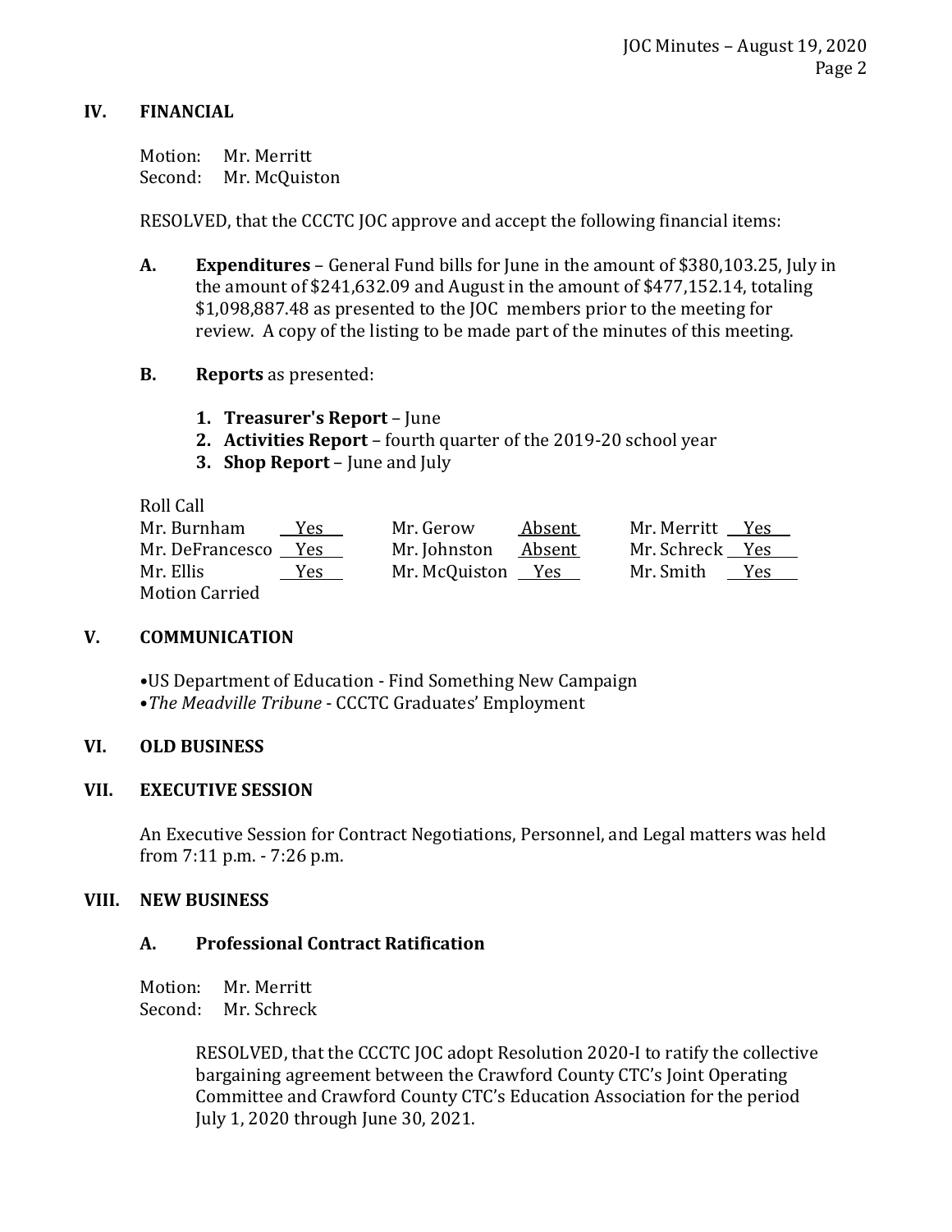## IV. FINANCIAL

Motion: Mr. Merritt
Second: Mr. McQuiston

RESOLVED, that the CCCTC JOC approve and accept the following financial items:

**A. Expenditures** – General Fund bills for June in the amount of $380,103.25, July in the amount of $241,632.09 and August in the amount of $477,152.14, totaling $1,098,887.48 as presented to the JOC members prior to the meeting for review. A copy of the listing to be made part of the minutes of this meeting.

**B. Reports** as presented:

1. **Treasurer's Report** – June
2. **Activities Report** – fourth quarter of the 2019-20 school year
3. **Shop Report** – June and July

Roll Call

| | | | | | |
|---|---|---|---|---|---|
| Mr. Burnham | Yes | Mr. Gerow | Absent | Mr. Merritt | Yes |
| Mr. DeFrancesco | Yes | Mr. Johnston | Absent | Mr. Schreck | Yes |
| Mr. Ellis | Yes | Mr. McQuiston | Yes | Mr. Smith | Yes |

Motion Carried

## V. COMMUNICATION

- US Department of Education - Find Something New Campaign
- *The Meadville Tribune* - CCCTC Graduates' Employment

## VI. OLD BUSINESS

## VII. EXECUTIVE SESSION

An Executive Session for Contract Negotiations, Personnel, and Legal matters was held from 7:11 p.m. - 7:26 p.m.

## VIII. NEW BUSINESS

### A. Professional Contract Ratification

Motion: Mr. Merritt
Second: Mr. Schreck

RESOLVED, that the CCCTC JOC adopt Resolution 2020-I to ratify the collective bargaining agreement between the Crawford County CTC's Joint Operating Committee and Crawford County CTC's Education Association for the period July 1, 2020 through June 30, 2021.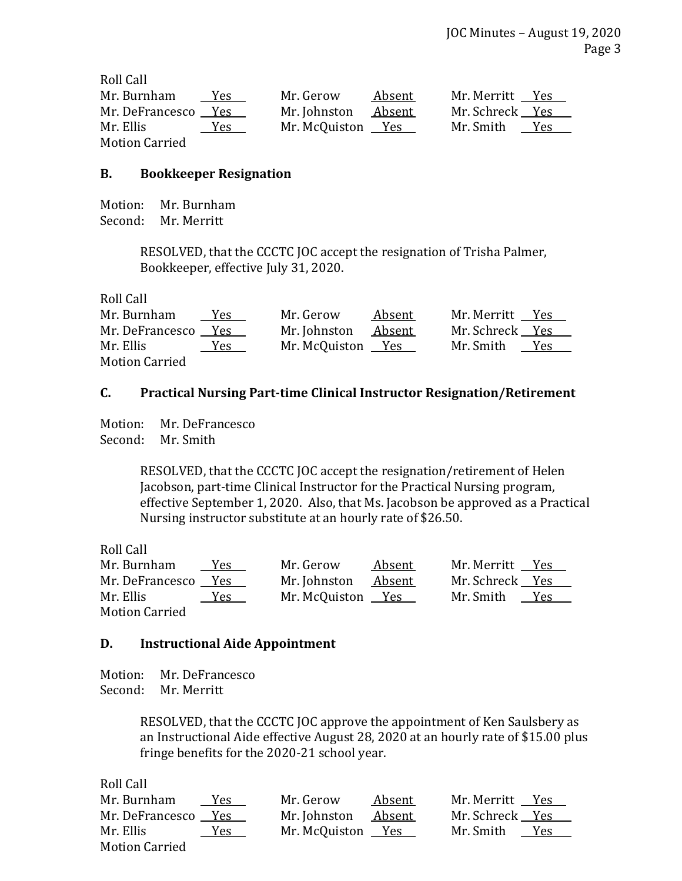Roll Call

| | | | | | |
|---|---|---|---|---|---|
| Mr. Burnham | Yes | Mr. Gerow | Absent | Mr. Merritt | Yes |
| Mr. DeFrancesco | Yes | Mr. Johnston | Absent | Mr. Schreck | Yes |
| Mr. Ellis | Yes | Mr. McQuiston | Yes | Mr. Smith | Yes |

Motion Carried

### B. Bookkeeper Resignation

Motion: Mr. Burnham
Second: Mr. Merritt

> RESOLVED, that the CCCTC JOC accept the resignation of Trisha Palmer, Bookkeeper, effective July 31, 2020.

Roll Call

| | | | | | |
|---|---|---|---|---|---|
| Mr. Burnham | Yes | Mr. Gerow | Absent | Mr. Merritt | Yes |
| Mr. DeFrancesco | Yes | Mr. Johnston | Absent | Mr. Schreck | Yes |
| Mr. Ellis | Yes | Mr. McQuiston | Yes | Mr. Smith | Yes |

Motion Carried

### C. Practical Nursing Part-time Clinical Instructor Resignation/Retirement

Motion: Mr. DeFrancesco
Second: Mr. Smith

> RESOLVED, that the CCCTC JOC accept the resignation/retirement of Helen Jacobson, part-time Clinical Instructor for the Practical Nursing program, effective September 1, 2020. Also, that Ms. Jacobson be approved as a Practical Nursing instructor substitute at an hourly rate of $26.50.

Roll Call

| | | | | | |
|---|---|---|---|---|---|
| Mr. Burnham | Yes | Mr. Gerow | Absent | Mr. Merritt | Yes |
| Mr. DeFrancesco | Yes | Mr. Johnston | Absent | Mr. Schreck | Yes |
| Mr. Ellis | Yes | Mr. McQuiston | Yes | Mr. Smith | Yes |

Motion Carried

### D. Instructional Aide Appointment

Motion: Mr. DeFrancesco
Second: Mr. Merritt

> RESOLVED, that the CCCTC JOC approve the appointment of Ken Saulsbery as an Instructional Aide effective August 28, 2020 at an hourly rate of $15.00 plus fringe benefits for the 2020-21 school year.

Roll Call

| | | | | | |
|---|---|---|---|---|---|
| Mr. Burnham | Yes | Mr. Gerow | Absent | Mr. Merritt | Yes |
| Mr. DeFrancesco | Yes | Mr. Johnston | Absent | Mr. Schreck | Yes |
| Mr. Ellis | Yes | Mr. McQuiston | Yes | Mr. Smith | Yes |

Motion Carried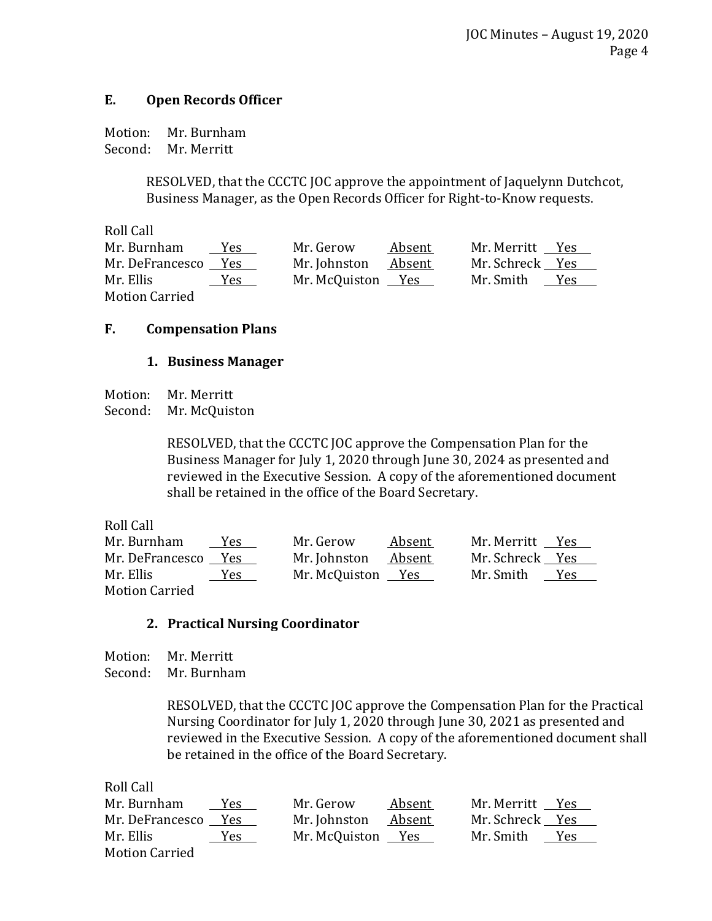### E. Open Records Officer

Motion: Mr. Burnham
Second: Mr. Merritt

> RESOLVED, that the CCCTC JOC approve the appointment of Jaquelynn Dutchcot, Business Manager, as the Open Records Officer for Right-to-Know requests.

Roll Call

| | | | | | |
|---|---|---|---|---|---|
| Mr. Burnham | Yes | Mr. Gerow | Absent | Mr. Merritt | Yes |
| Mr. DeFrancesco | Yes | Mr. Johnston | Absent | Mr. Schreck | Yes |
| Mr. Ellis | Yes | Mr. McQuiston | Yes | Mr. Smith | Yes |

Motion Carried

### F. Compensation Plans

#### 1. Business Manager

Motion: Mr. Merritt
Second: Mr. McQuiston

> RESOLVED, that the CCCTC JOC approve the Compensation Plan for the Business Manager for July 1, 2020 through June 30, 2024 as presented and reviewed in the Executive Session. A copy of the aforementioned document shall be retained in the office of the Board Secretary.

Roll Call

| | | | | | |
|---|---|---|---|---|---|
| Mr. Burnham | Yes | Mr. Gerow | Absent | Mr. Merritt | Yes |
| Mr. DeFrancesco | Yes | Mr. Johnston | Absent | Mr. Schreck | Yes |
| Mr. Ellis | Yes | Mr. McQuiston | Yes | Mr. Smith | Yes |

Motion Carried

#### 2. Practical Nursing Coordinator

Motion: Mr. Merritt
Second: Mr. Burnham

> RESOLVED, that the CCCTC JOC approve the Compensation Plan for the Practical Nursing Coordinator for July 1, 2020 through June 30, 2021 as presented and reviewed in the Executive Session. A copy of the aforementioned document shall be retained in the office of the Board Secretary.

Roll Call

| | | | | | |
|---|---|---|---|---|---|
| Mr. Burnham | Yes | Mr. Gerow | Absent | Mr. Merritt | Yes |
| Mr. DeFrancesco | Yes | Mr. Johnston | Absent | Mr. Schreck | Yes |
| Mr. Ellis | Yes | Mr. McQuiston | Yes | Mr. Smith | Yes |

Motion Carried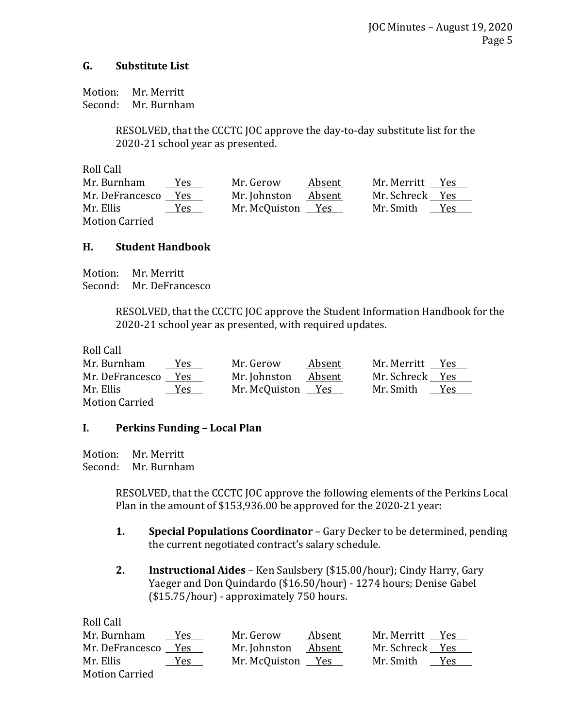### G. Substitute List

Motion: Mr. Merritt
Second: Mr. Burnham

> RESOLVED, that the CCCTC JOC approve the day-to-day substitute list for the 2020-21 school year as presented.

Roll Call

| | | | | | |
|---|---|---|---|---|---|
| Mr. Burnham | Yes | Mr. Gerow | Absent | Mr. Merritt | Yes |
| Mr. DeFrancesco | Yes | Mr. Johnston | Absent | Mr. Schreck | Yes |
| Mr. Ellis | Yes | Mr. McQuiston | Yes | Mr. Smith | Yes |

Motion Carried

### H. Student Handbook

Motion: Mr. Merritt
Second: Mr. DeFrancesco

> RESOLVED, that the CCCTC JOC approve the Student Information Handbook for the 2020-21 school year as presented, with required updates.

Roll Call

| | | | | | |
|---|---|---|---|---|---|
| Mr. Burnham | Yes | Mr. Gerow | Absent | Mr. Merritt | Yes |
| Mr. DeFrancesco | Yes | Mr. Johnston | Absent | Mr. Schreck | Yes |
| Mr. Ellis | Yes | Mr. McQuiston | Yes | Mr. Smith | Yes |

Motion Carried

### I. Perkins Funding – Local Plan

Motion: Mr. Merritt
Second: Mr. Burnham

> RESOLVED, that the CCCTC JOC approve the following elements of the Perkins Local Plan in the amount of $153,936.00 be approved for the 2020-21 year:
>
> 1. **Special Populations Coordinator** – Gary Decker to be determined, pending the current negotiated contract's salary schedule.
>
> 2. **Instructional Aides** – Ken Saulsbery ($15.00/hour); Cindy Harry, Gary Yaeger and Don Quindardo ($16.50/hour) - 1274 hours; Denise Gabel ($15.75/hour) - approximately 750 hours.

Roll Call

| | | | | | |
|---|---|---|---|---|---|
| Mr. Burnham | Yes | Mr. Gerow | Absent | Mr. Merritt | Yes |
| Mr. DeFrancesco | Yes | Mr. Johnston | Absent | Mr. Schreck | Yes |
| Mr. Ellis | Yes | Mr. McQuiston | Yes | Mr. Smith | Yes |

Motion Carried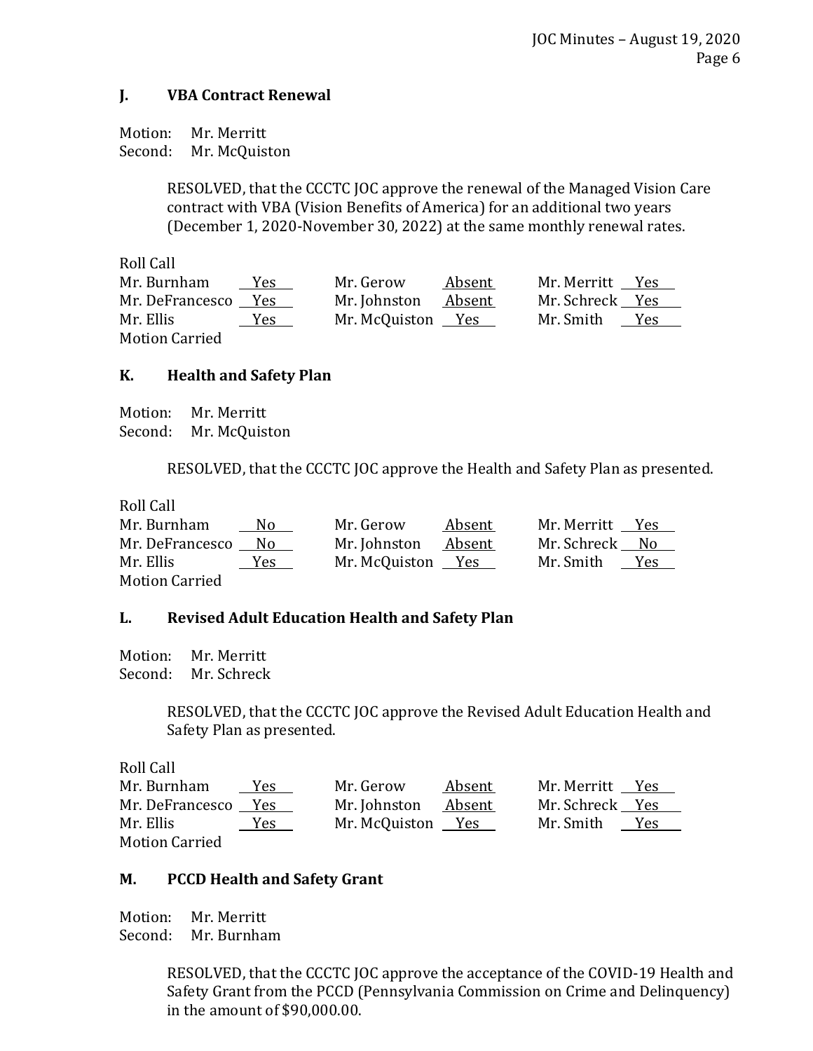## J. VBA Contract Renewal

Motion: Mr. Merritt
Second: Mr. McQuiston

> RESOLVED, that the CCCTC JOC approve the renewal of the Managed Vision Care contract with VBA (Vision Benefits of America) for an additional two years (December 1, 2020-November 30, 2022) at the same monthly renewal rates.

Roll Call

| | | | | | |
|---|---|---|---|---|---|
| Mr. Burnham | Yes | Mr. Gerow | Absent | Mr. Merritt | Yes |
| Mr. DeFrancesco | Yes | Mr. Johnston | Absent | Mr. Schreck | Yes |
| Mr. Ellis | Yes | Mr. McQuiston | Yes | Mr. Smith | Yes |

Motion Carried

## K. Health and Safety Plan

Motion: Mr. Merritt
Second: Mr. McQuiston

> RESOLVED, that the CCCTC JOC approve the Health and Safety Plan as presented.

Roll Call

| | | | | | |
|---|---|---|---|---|---|
| Mr. Burnham | No | Mr. Gerow | Absent | Mr. Merritt | Yes |
| Mr. DeFrancesco | No | Mr. Johnston | Absent | Mr. Schreck | No |
| Mr. Ellis | Yes | Mr. McQuiston | Yes | Mr. Smith | Yes |

Motion Carried

## L. Revised Adult Education Health and Safety Plan

Motion: Mr. Merritt
Second: Mr. Schreck

> RESOLVED, that the CCCTC JOC approve the Revised Adult Education Health and Safety Plan as presented.

Roll Call

| | | | | | |
|---|---|---|---|---|---|
| Mr. Burnham | Yes | Mr. Gerow | Absent | Mr. Merritt | Yes |
| Mr. DeFrancesco | Yes | Mr. Johnston | Absent | Mr. Schreck | Yes |
| Mr. Ellis | Yes | Mr. McQuiston | Yes | Mr. Smith | Yes |

Motion Carried

## M. PCCD Health and Safety Grant

Motion: Mr. Merritt
Second: Mr. Burnham

> RESOLVED, that the CCCTC JOC approve the acceptance of the COVID-19 Health and Safety Grant from the PCCD (Pennsylvania Commission on Crime and Delinquency) in the amount of $90,000.00.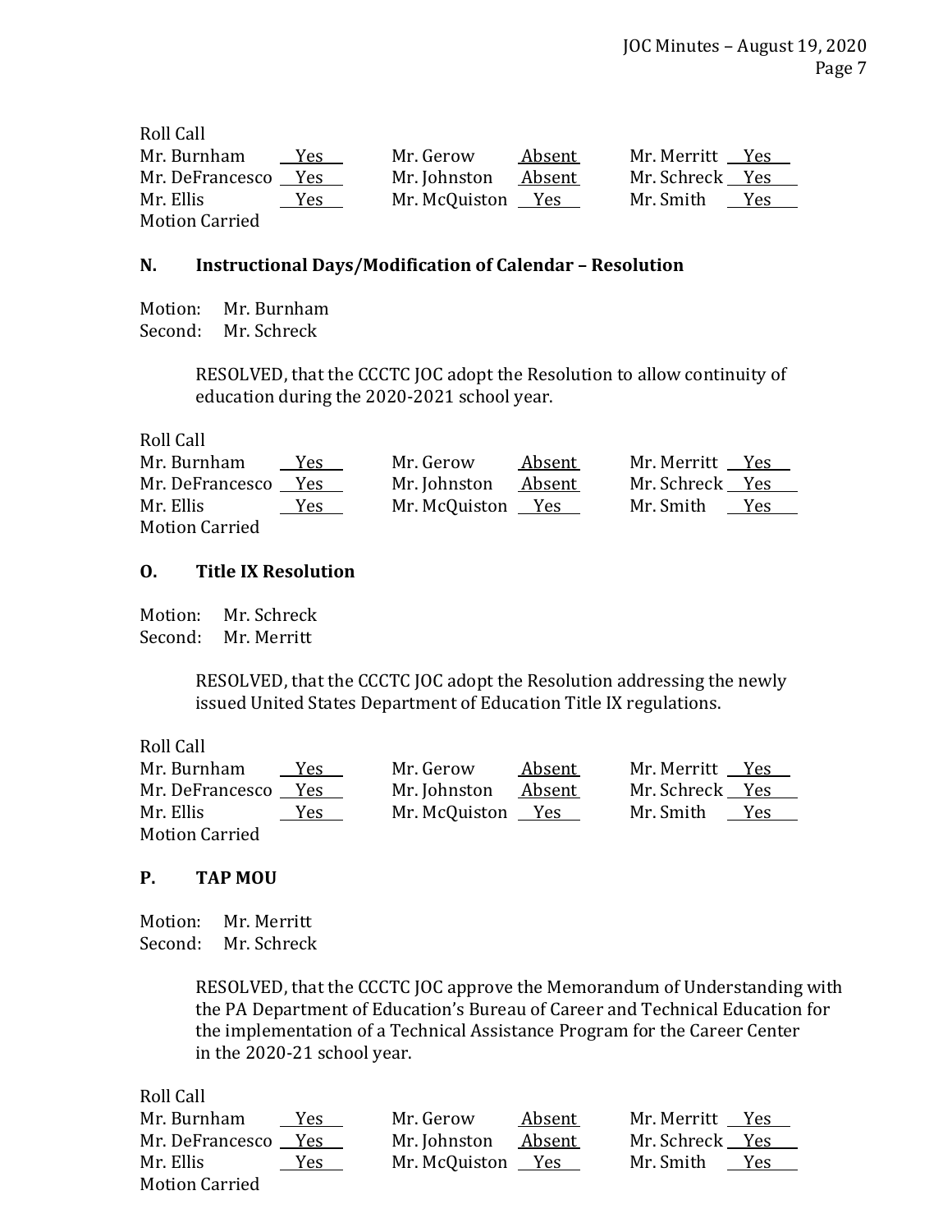Roll Call

| | | | | | |
|---|---|---|---|---|---|
| Mr. Burnham | Yes | Mr. Gerow | Absent | Mr. Merritt | Yes |
| Mr. DeFrancesco | Yes | Mr. Johnston | Absent | Mr. Schreck | Yes |
| Mr. Ellis | Yes | Mr. McQuiston | Yes | Mr. Smith | Yes |

Motion Carried

### N. Instructional Days/Modification of Calendar – Resolution

Motion: Mr. Burnham
Second: Mr. Schreck

> RESOLVED, that the CCCTC JOC adopt the Resolution to allow continuity of education during the 2020-2021 school year.

Roll Call

| | | | | | |
|---|---|---|---|---|---|
| Mr. Burnham | Yes | Mr. Gerow | Absent | Mr. Merritt | Yes |
| Mr. DeFrancesco | Yes | Mr. Johnston | Absent | Mr. Schreck | Yes |
| Mr. Ellis | Yes | Mr. McQuiston | Yes | Mr. Smith | Yes |

Motion Carried

### O. Title IX Resolution

Motion: Mr. Schreck
Second: Mr. Merritt

> RESOLVED, that the CCCTC JOC adopt the Resolution addressing the newly issued United States Department of Education Title IX regulations.

Roll Call

| | | | | | |
|---|---|---|---|---|---|
| Mr. Burnham | Yes | Mr. Gerow | Absent | Mr. Merritt | Yes |
| Mr. DeFrancesco | Yes | Mr. Johnston | Absent | Mr. Schreck | Yes |
| Mr. Ellis | Yes | Mr. McQuiston | Yes | Mr. Smith | Yes |

Motion Carried

### P. TAP MOU

Motion: Mr. Merritt
Second: Mr. Schreck

> RESOLVED, that the CCCTC JOC approve the Memorandum of Understanding with the PA Department of Education's Bureau of Career and Technical Education for the implementation of a Technical Assistance Program for the Career Center in the 2020-21 school year.

Roll Call

| | | | | | |
|---|---|---|---|---|---|
| Mr. Burnham | Yes | Mr. Gerow | Absent | Mr. Merritt | Yes |
| Mr. DeFrancesco | Yes | Mr. Johnston | Absent | Mr. Schreck | Yes |
| Mr. Ellis | Yes | Mr. McQuiston | Yes | Mr. Smith | Yes |

Motion Carried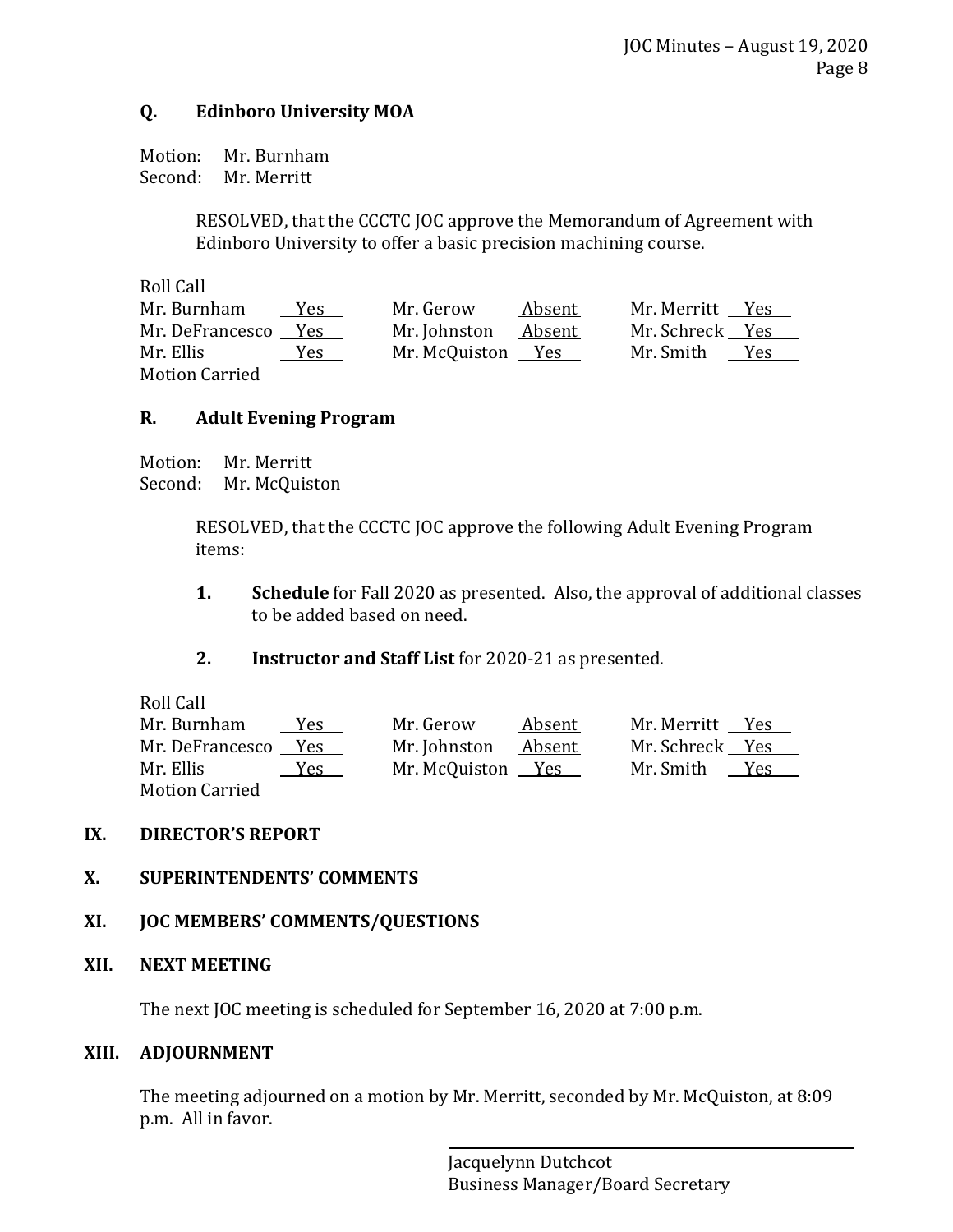### Q. Edinboro University MOA

Motion: Mr. Burnham
Second: Mr. Merritt

RESOLVED, that the CCCTC JOC approve the Memorandum of Agreement with Edinboro University to offer a basic precision machining course.

Roll Call

| | | | | | |
|---|---|---|---|---|---|
| Mr. Burnham | Yes | Mr. Gerow | Absent | Mr. Merritt | Yes |
| Mr. DeFrancesco | Yes | Mr. Johnston | Absent | Mr. Schreck | Yes |
| Mr. Ellis | Yes | Mr. McQuiston | Yes | Mr. Smith | Yes |

Motion Carried

### R. Adult Evening Program

Motion: Mr. Merritt
Second: Mr. McQuiston

RESOLVED, that the CCCTC JOC approve the following Adult Evening Program items:

1. **Schedule** for Fall 2020 as presented. Also, the approval of additional classes to be added based on need.

2. **Instructor and Staff List** for 2020-21 as presented.

Roll Call

| | | | | | |
|---|---|---|---|---|---|
| Mr. Burnham | Yes | Mr. Gerow | Absent | Mr. Merritt | Yes |
| Mr. DeFrancesco | Yes | Mr. Johnston | Absent | Mr. Schreck | Yes |
| Mr. Ellis | Yes | Mr. McQuiston | Yes | Mr. Smith | Yes |

Motion Carried

## IX. DIRECTOR'S REPORT

## X. SUPERINTENDENTS' COMMENTS

## XI. JOC MEMBERS' COMMENTS/QUESTIONS

## XII. NEXT MEETING

The next JOC meeting is scheduled for September 16, 2020 at 7:00 p.m.

## XIII. ADJOURNMENT

The meeting adjourned on a motion by Mr. Merritt, seconded by Mr. McQuiston, at 8:09 p.m. All in favor.

Jacquelynn Dutchcot
Business Manager/Board Secretary